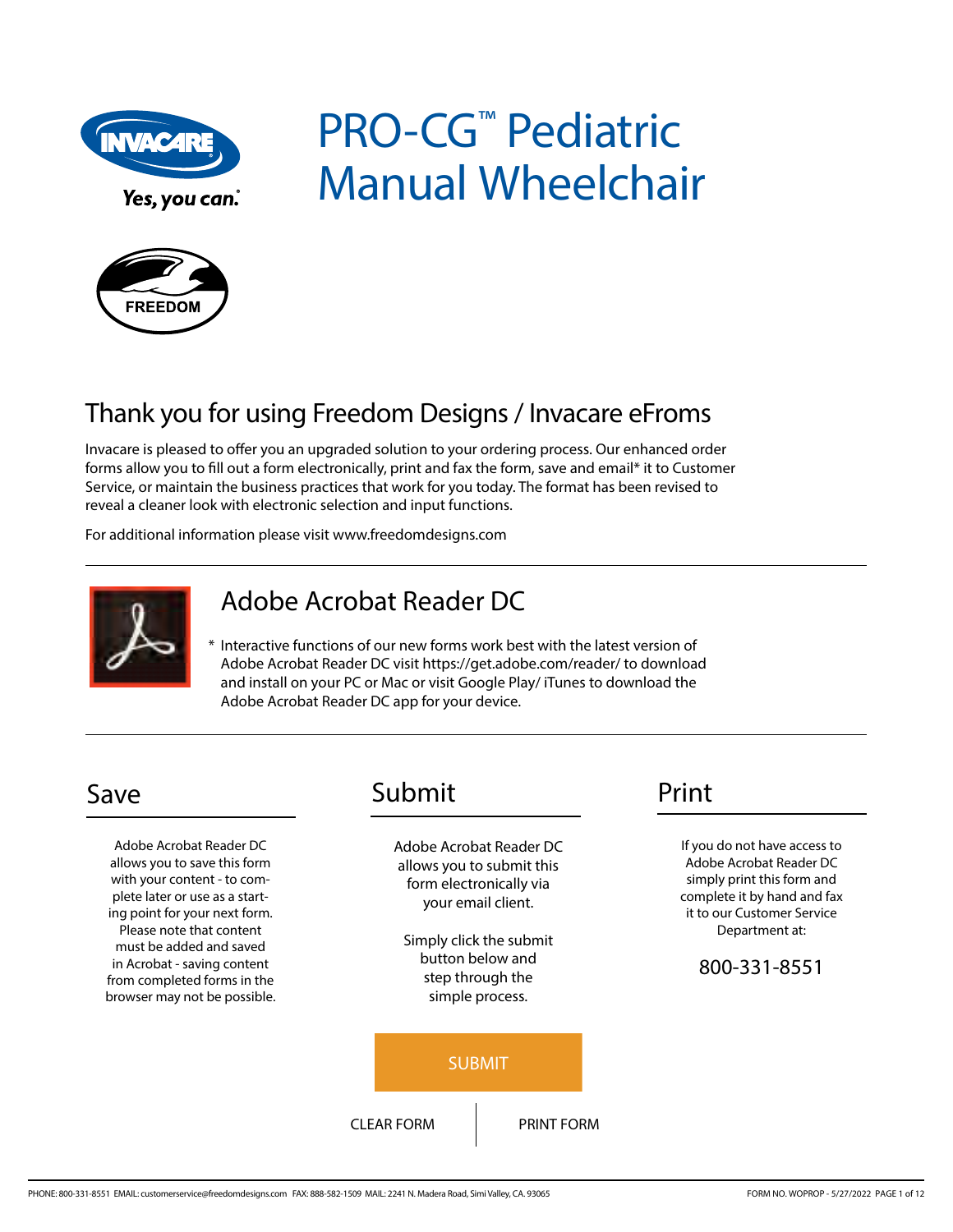Yes, you can.

# PRO-CG™ Pediatric Manual Wheelchair

FREEDOM

## Thank you for using Freedom Designs / Invacare eFroms

Invacare is pleased to offer you an upgraded solution to your ordering process. Our enhanced order forms allow you to fill out a form electronically, print and fax the form, save and email* it to Customer Service, or maintain the business practices that work for you today. The format has been revised to reveal a cleaner look with electronic selection and input functions.

For additional information please visit www.freedomdesigns.com

## Adobe Acrobat Reader DC

* Interactive functions of our new forms work best with the latest version of Adobe Acrobat Reader DC visit https://get.adobe.com/reader/ to download and install on your PC or Mac or visit Google Play/ iTunes to download the Adobe Acrobat Reader DC app for your device.

## Save

Adobe Acrobat Reader DC allows you to save this form with your content - to complete later or use as a starting point for your next form. Please note that content must be added and saved in Acrobat - saving content from completed forms in the browser may not be possible.

## Submit

Adobe Acrobat Reader DC allows you to submit this form electronically via your email client.

Simply click the submit button below and step through the simple process.

SUBMIT

CLEAR FORM | PRINT FORM

## Print

If you do not have access to Adobe Acrobat Reader DC simply print this form and complete it by hand and fax it to our Customer Service Department at:

800-331-8551

PHONE: 800-331-8551 EMAIL: customerservice@freedomdesigns.com FAX: 888-582-1509 MAIL: 2241 N. Madera Road, Simi Valley, CA. 93065

FORM NO. WOPROP - 5/27/2022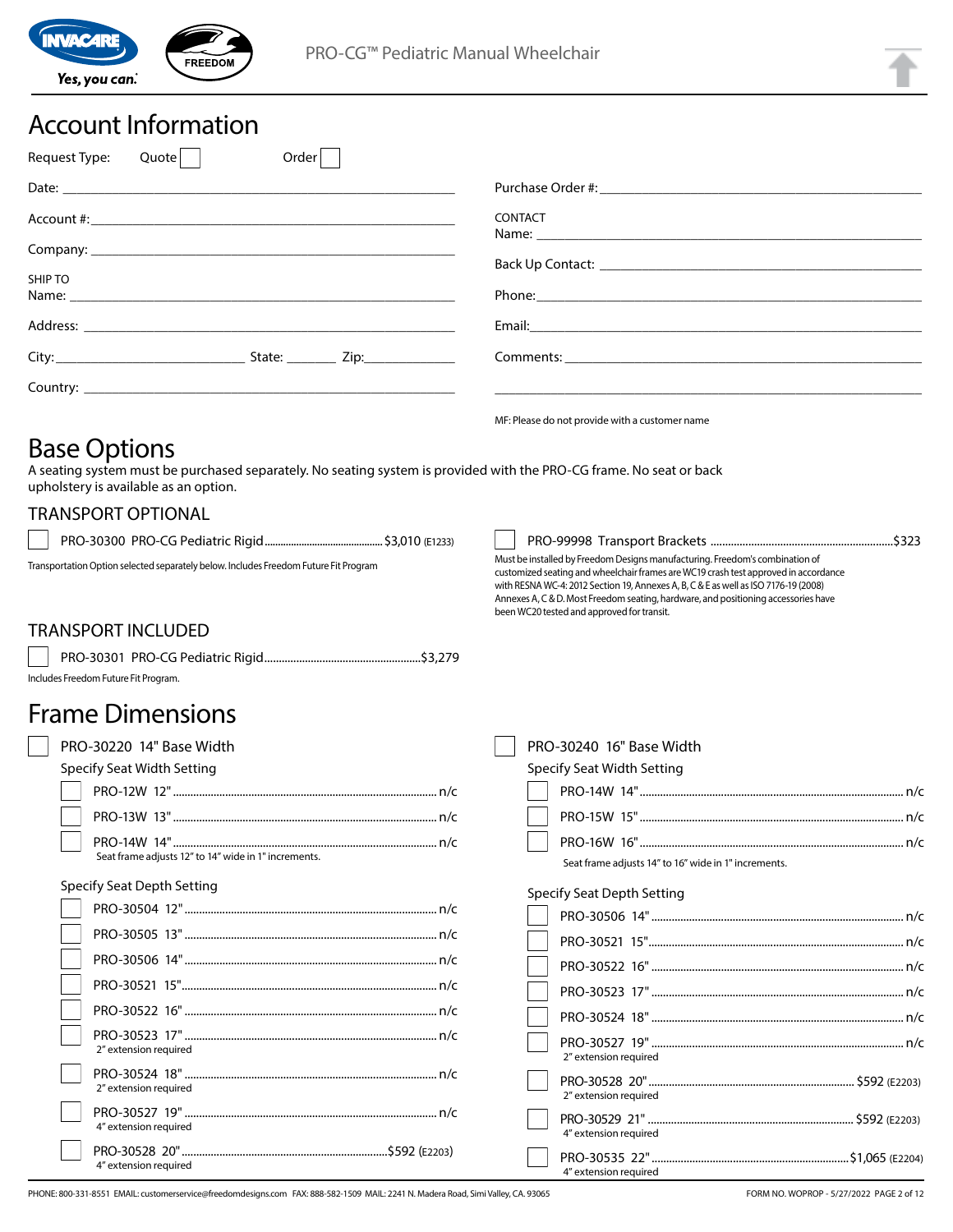# Account Information

Request Type: Quote ☐ Order ☐

Date: ____________________

Account #: ____________________

Company: ____________________

SHIP TO
Name: ____________________

Address: ____________________

City: ____________ State: ______ Zip: ________

Country: ____________________

Purchase Order #: ____________________

CONTACT
Name: ____________________

Back Up Contact: ____________________

Phone: ____________________

Email: ____________________

Comments: ____________________

MF: Please do not provide with a customer name

# Base Options

A seating system must be purchased separately. No seating system is provided with the PRO-CG frame. No seat or back upholstery is available as an option.

## TRANSPORT OPTIONAL

☐ PRO-30300 PRO-CG Pediatric Rigid .......... $3,010 (E1233)

Transportation Option selected separately below. Includes Freedom Future Fit Program

☐ PRO-99998 Transport Brackets .......... $323

Must be installed by Freedom Designs manufacturing. Freedom's combination of customized seating and wheelchair frames are WC19 crash test approved in accordance with RESNA WC-4: 2012 Section 19, Annexes A, B, C & E as well as ISO 7176-19 (2008) Annexes A, C & D. Most Freedom seating, hardware, and positioning accessories have been WC20 tested and approved for transit.

## TRANSPORT INCLUDED

☐ PRO-30301 PRO-CG Pediatric Rigid .......... $3,279

Includes Freedom Future Fit Program.

# Frame Dimensions

☐ PRO-30220 14" Base Width

Specify Seat Width Setting

- ☐ PRO-12W 12" .......... n/c
- ☐ PRO-13W 13" .......... n/c
- ☐ PRO-14W 14" .......... n/c

Seat frame adjusts 12" to 14" wide in 1" increments.

Specify Seat Depth Setting

- ☐ PRO-30504 12" .......... n/c
- ☐ PRO-30505 13" .......... n/c
- ☐ PRO-30506 14" .......... n/c
- ☐ PRO-30521 15" .......... n/c
- ☐ PRO-30522 16" .......... n/c
- ☐ PRO-30523 17" .......... n/c  
  2" extension required
- ☐ PRO-30524 18" .......... n/c  
  2" extension required
- ☐ PRO-30527 19" .......... n/c  
  4" extension required
- ☐ PRO-30528 20" .......... $592 (E2203)  
  4" extension required

☐ PRO-30240 16" Base Width

Specify Seat Width Setting

- ☐ PRO-14W 14" .......... n/c
- ☐ PRO-15W 15" .......... n/c
- ☐ PRO-16W 16" .......... n/c

Seat frame adjusts 14" to 16" wide in 1" increments.

Specify Seat Depth Setting

- ☐ PRO-30506 14" .......... n/c
- ☐ PRO-30521 15" .......... n/c
- ☐ PRO-30522 16" .......... n/c
- ☐ PRO-30523 17" .......... n/c
- ☐ PRO-30524 18" .......... n/c
- ☐ PRO-30527 19" .......... n/c  
  2" extension required
- ☐ PRO-30528 20" .......... $592 (E2203)  
  2" extension required
- ☐ PRO-30529 21" .......... $592 (E2203)  
  4" extension required
- ☐ PRO-30535 22" .......... $1,065 (E2204)  
  4" extension required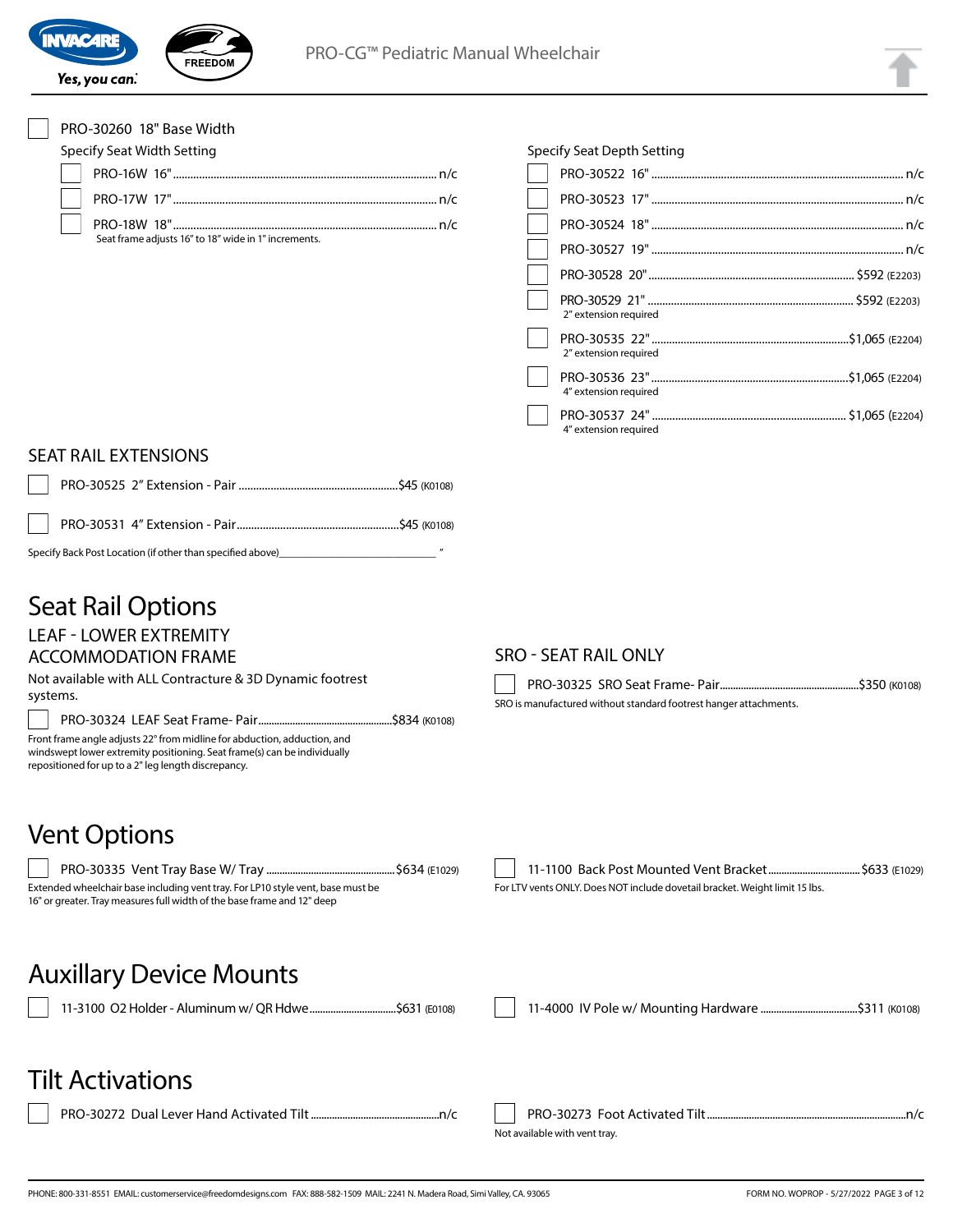☐ PRO-30260 18" Base Width

Specify Seat Width Setting

- ☐ PRO-16W 16" .......... n/c
- ☐ PRO-17W 17" .......... n/c
- ☐ PRO-18W 18" .......... n/c

Seat frame adjusts 16" to 18" wide in 1" increments.

Specify Seat Depth Setting

- ☐ PRO-30522 16" .......... n/c
- ☐ PRO-30523 17" .......... n/c
- ☐ PRO-30524 18" .......... n/c
- ☐ PRO-30527 19" .......... n/c
- ☐ PRO-30528 20" .......... $592 (E2203)
- ☐ PRO-30529 21" .......... $592 (E2203)
  2" extension required
- ☐ PRO-30535 22" .......... $1,065 (E2204)
  2" extension required
- ☐ PRO-30536 23" .......... $1,065 (E2204)
  4" extension required
- ☐ PRO-30537 24" .......... $1,065 (E2204)
  4" extension required

## SEAT RAIL EXTENSIONS

- ☐ PRO-30525 2" Extension - Pair .......... $45 (K0108)
- ☐ PRO-30531 4" Extension - Pair .......... $45 (K0108)

Specify Back Post Location (if other than specified above)__________________"

# Seat Rail Options

## LEAF - LOWER EXTREMITY ACCOMMODATION FRAME

Not available with ALL Contracture & 3D Dynamic footrest systems.

- ☐ PRO-30324 LEAF Seat Frame- Pair .......... $834 (K0108)

Front frame angle adjusts 22° from midline for abduction, adduction, and windswept lower extremity positioning. Seat frame(s) can be individually repositioned for up to a 2" leg length discrepancy.

## SRO - SEAT RAIL ONLY

- ☐ PRO-30325 SRO Seat Frame- Pair .......... $350 (K0108)

SRO is manufactured without standard footrest hanger attachments.

# Vent Options

- ☐ PRO-30335 Vent Tray Base W/ Tray .......... $634 (E1029)

Extended wheelchair base including vent tray. For LP10 style vent, base must be 16" or greater. Tray measures full width of the base frame and 12" deep

- ☐ 11-1100 Back Post Mounted Vent Bracket .......... $633 (E1029)

For LTV vents ONLY. Does NOT include dovetail bracket. Weight limit 15 lbs.

# Auxillary Device Mounts

- ☐ 11-3100 O2 Holder - Aluminum w/ QR Hdwe .......... $631 (E0108)
- ☐ 11-4000 IV Pole w/ Mounting Hardware .......... $311 (K0108)

# Tilt Activations

- ☐ PRO-30272 Dual Lever Hand Activated Tilt .......... n/c
- ☐ PRO-30273 Foot Activated Tilt .......... n/c

Not available with vent tray.

PHONE: 800-331-8551 EMAIL: customerservice@freedomdesigns.com FAX: 888-582-1509 MAIL: 2241 N. Madera Road, Simi Valley, CA. 93065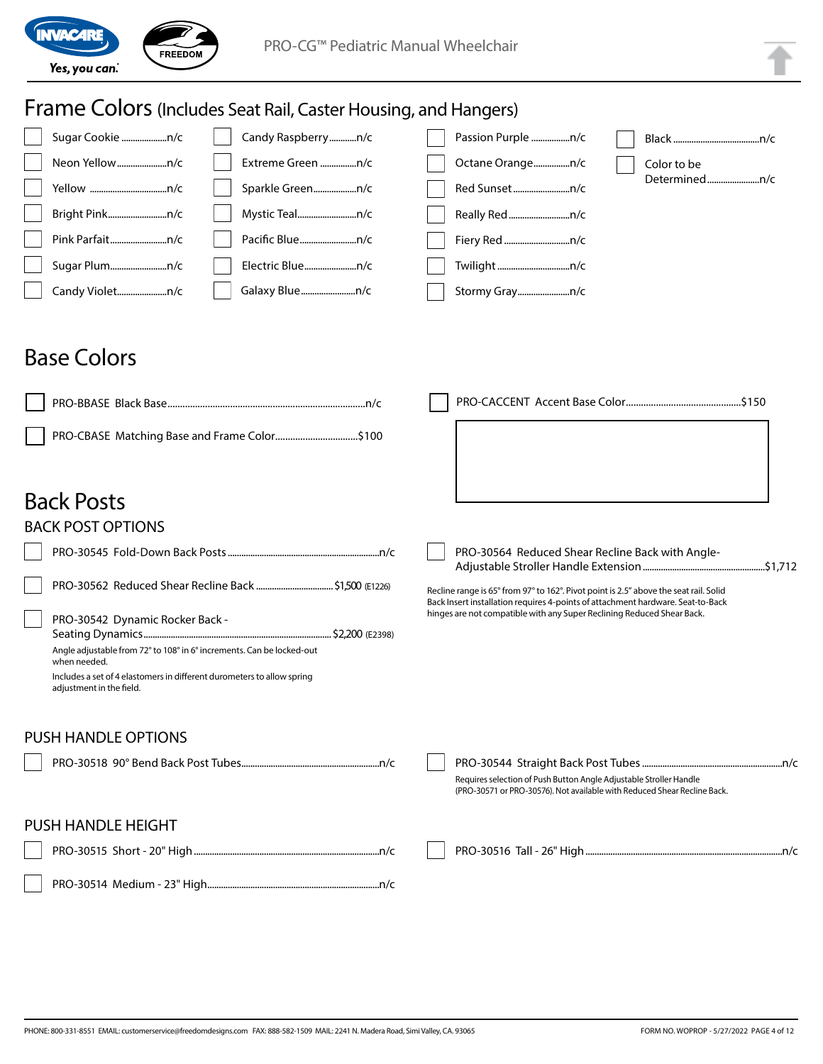# Frame Colors (Includes Seat Rail, Caster Housing, and Hangers)

- ☐ Sugar Cookie .................... n/c
- ☐ Neon Yellow .................... n/c
- ☐ Yellow .................... n/c
- ☐ Bright Pink .................... n/c
- ☐ Pink Parfait .................... n/c
- ☐ Sugar Plum .................... n/c
- ☐ Candy Violet .................... n/c
- ☐ Candy Raspberry .................... n/c
- ☐ Extreme Green .................... n/c
- ☐ Sparkle Green .................... n/c
- ☐ Mystic Teal .................... n/c
- ☐ Pacific Blue .................... n/c
- ☐ Electric Blue .................... n/c
- ☐ Galaxy Blue .................... n/c
- ☐ Passion Purple .................... n/c
- ☐ Octane Orange .................... n/c
- ☐ Red Sunset .................... n/c
- ☐ Really Red .................... n/c
- ☐ Fiery Red .................... n/c
- ☐ Twilight .................... n/c
- ☐ Stormy Gray .................... n/c
- ☐ Black .................... n/c
- ☐ Color to be Determined .................... n/c

# Base Colors

- ☐ PRO-BBASE Black Base .................... n/c
- ☐ PRO-CBASE Matching Base and Frame Color .................... $100
- ☐ PRO-CACCENT Accent Base Color .................... $150

# Back Posts

## BACK POST OPTIONS

- ☐ PRO-30545 Fold-Down Back Posts .................... n/c
- ☐ PRO-30562 Reduced Shear Recline Back .................... $1,500 (E1226)
- ☐ PRO-30542 Dynamic Rocker Back - Seating Dynamics .................... $2,200 (E2398)
  Angle adjustable from 72° to 108° in 6° increments. Can be locked-out when needed.
  Includes a set of 4 elastomers in different durometers to allow spring adjustment in the field.
- ☐ PRO-30564 Reduced Shear Recline Back with Angle-Adjustable Stroller Handle Extension .................... $1,712
  Recline range is 65° from 97° to 162°. Pivot point is 2.5" above the seat rail. Solid Back Insert installation requires 4-points of attachment hardware. Seat-to-Back hinges are not compatible with any Super Reclining Reduced Shear Back.

## PUSH HANDLE OPTIONS

- ☐ PRO-30518 90° Bend Back Post Tubes .................... n/c
- ☐ PRO-30544 Straight Back Post Tubes .................... n/c
  Requires selection of Push Button Angle Adjustable Stroller Handle (PRO-30571 or PRO-30576). Not available with Reduced Shear Recline Back.

## PUSH HANDLE HEIGHT

- ☐ PRO-30515 Short - 20" High .................... n/c
- ☐ PRO-30514 Medium - 23" High .................... n/c
- ☐ PRO-30516 Tall - 26" High .................... n/c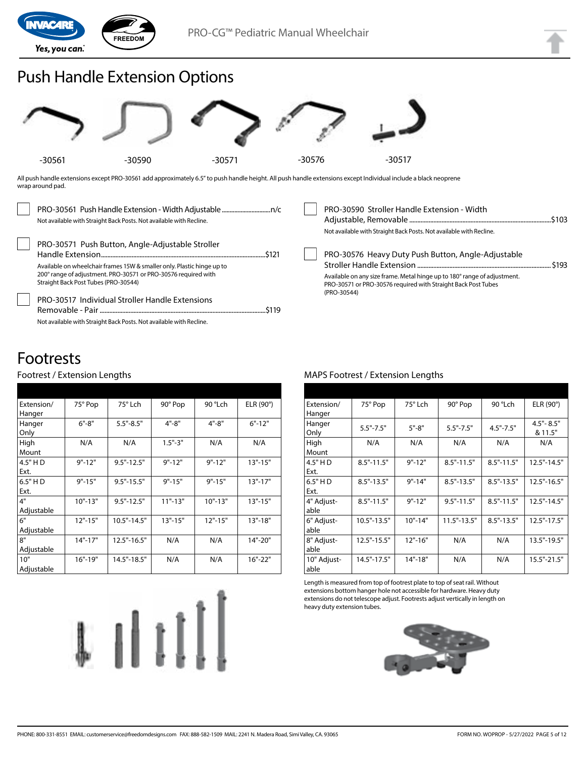# Push Handle Extension Options

-30561 -30590 -30571 -30576 -30517

All push handle extensions except PRO-30561 add approximately 6.5" to push handle height. All push handle extensions except Individual include a black neoprene wrap around pad.

- PRO-30561 Push Handle Extension - Width Adjustable ............................n/c
  Not available with Straight Back Posts. Not available with Recline.

- PRO-30571 Push Button, Angle-Adjustable Stroller Handle Extension.......................................................................................$121
  Available on wheelchair frames 15W & smaller only. Plastic hinge up to 200° range of adjustment. PRO-30571 or PRO-30576 required with Straight Back Post Tubes (PRO-30544)

- PRO-30517 Individual Stroller Handle Extensions Removable - Pair .......................................................................................$119
  Not available with Straight Back Posts. Not available with Recline.

- PRO-30590 Stroller Handle Extension - Width Adjustable, Removable .......................................................................................$103
  Not available with Straight Back Posts. Not available with Recline.

- PRO-30576 Heavy Duty Push Button, Angle-Adjustable Stroller Handle Extension ....................................................................... $193
  Available on any size frame. Metal hinge up to 180° range of adjustment. PRO-30571 or PRO-30576 required with Straight Back Post Tubes (PRO-30544)

# Footrests

## Footrest / Extension Lengths

| Extension/ Hanger | 75° Pop | 75° Lch | 90° Pop | 90 °Lch | ELR (90°) |
|---|---|---|---|---|---|
| Hanger Only | 6"-8" | 5.5"-8.5" | 4"-8" | 4"-8" | 6"-12" |
| High Mount | N/A | N/A | 1.5"-3" | N/A | N/A |
| 4.5" H D Ext. | 9"-12" | 9.5"-12.5" | 9"-12" | 9"-12" | 13"-15" |
| 6.5" H D Ext. | 9"-15" | 9.5"-15.5" | 9"-15" | 9"-15" | 13"-17" |
| 4" Adjustable | 10"-13" | 9.5"-12.5" | 11"-13" | 10"-13" | 13"-15" |
| 6" Adjustable | 12"-15" | 10.5"-14.5" | 13"-15" | 12"-15" | 13"-18" |
| 8" Adjustable | 14"-17" | 12.5"-16.5" | N/A | N/A | 14"-20" |
| 10" Adjustable | 16"-19" | 14.5"-18.5" | N/A | N/A | 16"-22" |

## MAPS Footrest / Extension Lengths

| Extension/ Hanger | 75° Pop | 75° Lch | 90° Pop | 90 °Lch | ELR (90°) |
|---|---|---|---|---|---|
| Hanger Only | 5.5"-7.5" | 5"-8" | 5.5"-7.5" | 4.5"-7.5" | 4.5"- 8.5" & 11.5" |
| High Mount | N/A | N/A | N/A | N/A | N/A |
| 4.5" H D Ext. | 8.5"-11.5" | 9"-12" | 8.5"-11.5" | 8.5"-11.5" | 12.5"-14.5" |
| 6.5" H D Ext. | 8.5"-13.5" | 9"-14" | 8.5"-13.5" | 8.5"-13.5" | 12.5"-16.5" |
| 4" Adjust-able | 8.5"-11.5" | 9"-12" | 9.5"-11.5" | 8.5"-11.5" | 12.5"-14.5" |
| 6" Adjust-able | 10.5"-13.5" | 10"-14" | 11.5"-13.5" | 8.5"-13.5" | 12.5"-17.5" |
| 8" Adjust-able | 12.5"-15.5" | 12"-16" | N/A | N/A | 13.5"-19.5" |
| 10" Adjust-able | 14.5"-17.5" | 14"-18" | N/A | N/A | 15.5"-21.5" |

Length is measured from top of footrest plate to top of seat rail. Without extensions bottom hanger hole not accessible for hardware. Heavy duty extensions do not telescope adjust. Footrests adjust vertically in length on heavy duty extension tubes.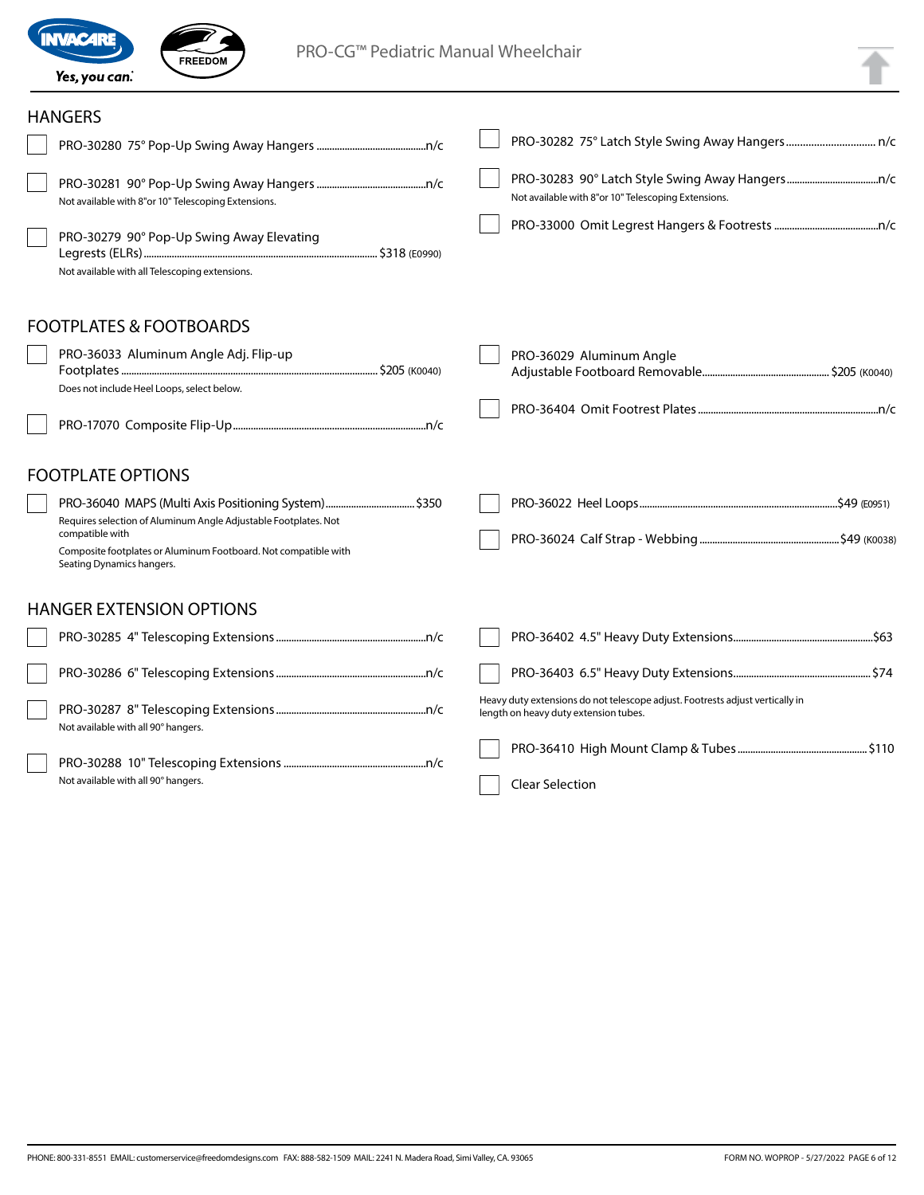# PRO-CG™ Pediatric Manual Wheelchair

## HANGERS

- [ ] PRO-30280 75° Pop-Up Swing Away Hangers .......... n/c
- [ ] PRO-30281 90° Pop-Up Swing Away Hangers .......... n/c
  Not available with 8"or 10" Telescoping Extensions.
- [ ] PRO-30279 90° Pop-Up Swing Away Elevating Legrests (ELRs) .......... $318 (E0990)
  Not available with all Telescoping extensions.
- [ ] PRO-30282 75° Latch Style Swing Away Hangers .......... n/c
- [ ] PRO-30283 90° Latch Style Swing Away Hangers .......... n/c
  Not available with 8"or 10" Telescoping Extensions.
- [ ] PRO-33000 Omit Legrest Hangers & Footrests .......... n/c

## FOOTPLATES & FOOTBOARDS

- [ ] PRO-36033 Aluminum Angle Adj. Flip-up Footplates .......... $205 (K0040)
  Does not include Heel Loops, select below.
- [ ] PRO-17070 Composite Flip-Up .......... n/c
- [ ] PRO-36029 Aluminum Angle Adjustable Footboard Removable .......... $205 (K0040)
- [ ] PRO-36404 Omit Footrest Plates .......... n/c

## FOOTPLATE OPTIONS

- [ ] PRO-36040 MAPS (Multi Axis Positioning System) .......... $350
  Requires selection of Aluminum Angle Adjustable Footplates. Not compatible with
  Composite footplates or Aluminum Footboard. Not compatible with Seating Dynamics hangers.
- [ ] PRO-36022 Heel Loops .......... $49 (E0951)
- [ ] PRO-36024 Calf Strap - Webbing .......... $49 (K0038)

## HANGER EXTENSION OPTIONS

- [ ] PRO-30285 4" Telescoping Extensions .......... n/c
- [ ] PRO-30286 6" Telescoping Extensions .......... n/c
- [ ] PRO-30287 8" Telescoping Extensions .......... n/c
  Not available with all 90° hangers.
- [ ] PRO-30288 10" Telescoping Extensions .......... n/c
  Not available with all 90° hangers.
- [ ] PRO-36402 4.5" Heavy Duty Extensions .......... $63
- [ ] PRO-36403 6.5" Heavy Duty Extensions .......... $74

Heavy duty extensions do not telescope adjust. Footrests adjust vertically in length on heavy duty extension tubes.

- [ ] PRO-36410 High Mount Clamp & Tubes .......... $110
- [ ] Clear Selection

PHONE: 800-331-8551 EMAIL: customerservice@freedomdesigns.com FAX: 888-582-1509 MAIL: 2241 N. Madera Road, Simi Valley, CA. 93065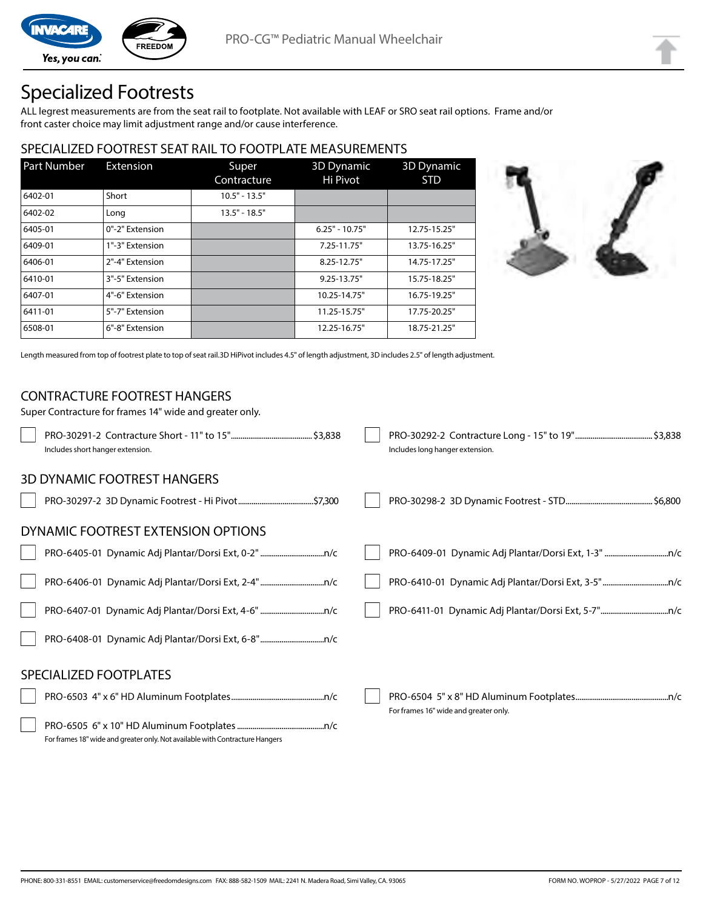# Specialized Footrests

ALL legrest measurements are from the seat rail to footplate. Not available with LEAF or SRO seat rail options. Frame and/or front caster choice may limit adjustment range and/or cause interference.

## SPECIALIZED FOOTREST SEAT RAIL TO FOOTPLATE MEASUREMENTS

| Part Number | Extension | Super Contracture | 3D Dynamic Hi Pivot | 3D Dynamic STD |
|---|---|---|---|---|
| 6402-01 | Short | 10.5" - 13.5" | | |
| 6402-02 | Long | 13.5" - 18.5" | | |
| 6405-01 | 0"-2" Extension | | 6.25" - 10.75" | 12.75-15.25" |
| 6409-01 | 1"-3" Extension | | 7.25-11.75" | 13.75-16.25" |
| 6406-01 | 2"-4" Extension | | 8.25-12.75" | 14.75-17.25" |
| 6410-01 | 3"-5" Extension | | 9.25-13.75" | 15.75-18.25" |
| 6407-01 | 4"-6" Extension | | 10.25-14.75" | 16.75-19.25" |
| 6411-01 | 5"-7" Extension | | 11.25-15.75" | 17.75-20.25" |
| 6508-01 | 6"-8" Extension | | 12.25-16.75" | 18.75-21.25" |

Length measured from top of footrest plate to top of seat rail.3D HiPivot includes 4.5" of length adjustment, 3D includes 2.5" of length adjustment.

## CONTRACTURE FOOTREST HANGERS

Super Contracture for frames 14" wide and greater only.

- [ ] PRO-30291-2 Contracture Short - 11" to 15"........ $3,838
  Includes short hanger extension.
- [ ] PRO-30292-2 Contracture Long - 15" to 19"........ $3,838
  Includes long hanger extension.

## 3D DYNAMIC FOOTREST HANGERS

- [ ] PRO-30297-2 3D Dynamic Footrest - Hi Pivot........ $7,300
- [ ] PRO-30298-2 3D Dynamic Footrest - STD........ $6,800

## DYNAMIC FOOTREST EXTENSION OPTIONS

- [ ] PRO-6405-01 Dynamic Adj Plantar/Dorsi Ext, 0-2"........ n/c
- [ ] PRO-6409-01 Dynamic Adj Plantar/Dorsi Ext, 1-3"........ n/c
- [ ] PRO-6406-01 Dynamic Adj Plantar/Dorsi Ext, 2-4"........ n/c
- [ ] PRO-6410-01 Dynamic Adj Plantar/Dorsi Ext, 3-5"........ n/c
- [ ] PRO-6407-01 Dynamic Adj Plantar/Dorsi Ext, 4-6"........ n/c
- [ ] PRO-6411-01 Dynamic Adj Plantar/Dorsi Ext, 5-7"........ n/c
- [ ] PRO-6408-01 Dynamic Adj Plantar/Dorsi Ext, 6-8"........ n/c

## SPECIALIZED FOOTPLATES

- [ ] PRO-6503 4" x 6" HD Aluminum Footplates........ n/c
- [ ] PRO-6504 5" x 8" HD Aluminum Footplates........ n/c
  For frames 16" wide and greater only.
- [ ] PRO-6505 6" x 10" HD Aluminum Footplates........ n/c
  For frames 18" wide and greater only. Not available with Contracture Hangers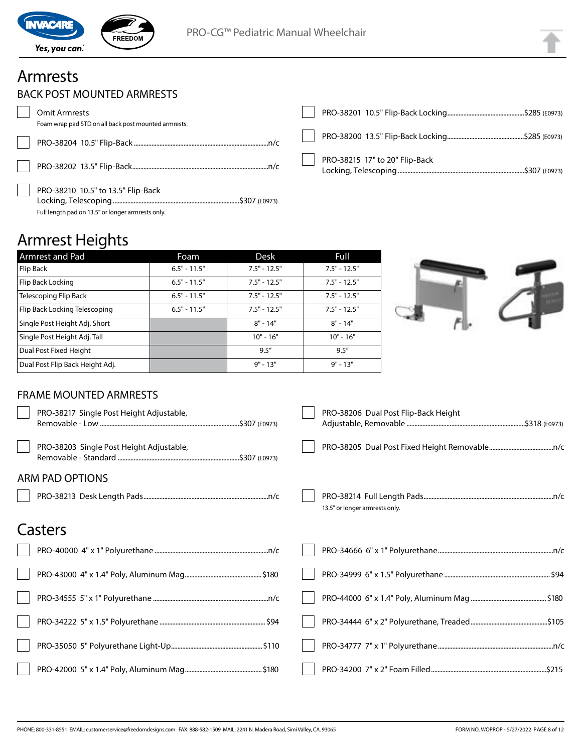# Armrests

## BACK POST MOUNTED ARMRESTS

- Omit Armrests
  Foam wrap pad STD on all back post mounted armrests.
- PRO-38204 10.5" Flip-Back ........ n/c
- PRO-38202 13.5" Flip-Back ........ n/c
- PRO-38210 10.5" to 13.5" Flip-Back Locking, Telescoping ........ $307 (E0973)
  Full length pad on 13.5" or longer armrests only.
- PRO-38201 10.5" Flip-Back Locking ........ $285 (E0973)
- PRO-38200 13.5" Flip-Back Locking ........ $285 (E0973)
- PRO-38215 17" to 20" Flip-Back Locking, Telescoping ........ $307 (E0973)

# Armrest Heights

| Armrest and Pad | Foam | Desk | Full |
|---|---|---|---|
| Flip Back | 6.5" - 11.5" | 7.5" - 12.5" | 7.5" - 12.5" |
| Flip Back Locking | 6.5" - 11.5" | 7.5" - 12.5" | 7.5" - 12.5" |
| Telescoping Flip Back | 6.5" - 11.5" | 7.5" - 12.5" | 7.5" - 12.5" |
| Flip Back Locking Telescoping | 6.5" - 11.5" | 7.5" - 12.5" | 7.5" - 12.5" |
| Single Post Height Adj. Short | | 8" - 14" | 8" - 14" |
| Single Post Height Adj. Tall | | 10" - 16" | 10" - 16" |
| Dual Post Fixed Height | | 9.5" | 9.5" |
| Dual Post Flip Back Height Adj. | | 9" - 13" | 9" - 13" |

## FRAME MOUNTED ARMRESTS

- PRO-38217 Single Post Height Adjustable, Removable - Low ........ $307 (E0973)
- PRO-38203 Single Post Height Adjustable, Removable - Standard ........ $307 (E0973)
- PRO-38206 Dual Post Flip-Back Height Adjustable, Removable ........ $318 (E0973)
- PRO-38205 Dual Post Fixed Height Removable ........ n/c

## ARM PAD OPTIONS

- PRO-38213 Desk Length Pads ........ n/c
- PRO-38214 Full Length Pads ........ n/c
  13.5" or longer armrests only.

# Casters

- PRO-40000 4" x 1" Polyurethane ........ n/c
- PRO-43000 4" x 1.4" Poly, Aluminum Mag ........ $180
- PRO-34555 5" x 1" Polyurethane ........ n/c
- PRO-34222 5" x 1.5" Polyurethane ........ $94
- PRO-35050 5" Polyurethane Light-Up ........ $110
- PRO-42000 5" x 1.4" Poly, Aluminum Mag ........ $180
- PRO-34666 6" x 1" Polyurethane ........ n/c
- PRO-34999 6" x 1.5" Polyurethane ........ $94
- PRO-44000 6" x 1.4" Poly, Aluminum Mag ........ $180
- PRO-34444 6" x 2" Polyurethane, Treaded ........ $105
- PRO-34777 7" x 1" Polyurethane ........ n/c
- PRO-34200 7" x 2" Foam Filled ........ $215

PHONE: 800-331-8551 EMAIL: customerservice@freedomdesigns.com FAX: 888-582-1509 MAIL: 2241 N. Madera Road, Simi Valley, CA. 93065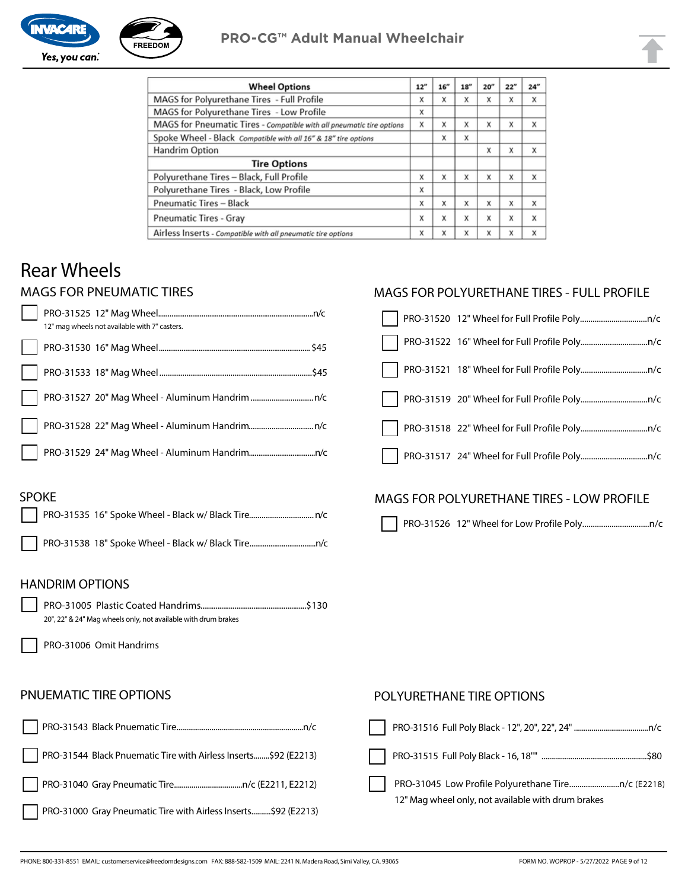# PRO-CG™ Adult Manual Wheelchair

| Wheel Options | 12" | 16" | 18" | 20" | 22" | 24" |
|---|---|---|---|---|---|---|
| MAGS for Polyurethane Tires - Full Profile | X | X | X | X | X | X |
| MAGS for Polyurethane Tires - Low Profile | X | | | | | |
| MAGS for Pneumatic Tires - *Compatible with all pneumatic tire options* | X | X | X | X | X | X |
| Spoke Wheel - Black *Compatible with all 16" & 18" tire options* | | X | X | | | |
| Handrim Option | | | | X | X | X |
| **Tire Options** | | | | | | |
| Polyurethane Tires – Black, Full Profile | X | X | X | X | X | X |
| Polyurethane Tires - Black, Low Profile | X | | | | | |
| Pneumatic Tires – Black | X | X | X | X | X | X |
| Pneumatic Tires - Gray | X | X | X | X | X | X |
| Airless Inserts - *Compatible with all pneumatic tire options* | X | X | X | X | X | X |

# Rear Wheels

## MAGS FOR PNEUMATIC TIRES

- ☐ PRO-31525 12" Mag Wheel....n/c
  12" mag wheels not available with 7" casters.
- ☐ PRO-31530 16" Mag Wheel.... $45
- ☐ PRO-31533 18" Mag Wheel....$45
- ☐ PRO-31527 20" Mag Wheel - Aluminum Handrim....n/c
- ☐ PRO-31528 22" Mag Wheel - Aluminum Handrim....n/c
- ☐ PRO-31529 24" Mag Wheel - Aluminum Handrim....n/c

## SPOKE

- ☐ PRO-31535 16" Spoke Wheel - Black w/ Black Tire....n/c
- ☐ PRO-31538 18" Spoke Wheel - Black w/ Black Tire....n/c

## HANDRIM OPTIONS

- ☐ PRO-31005 Plastic Coated Handrims....$130
  20", 22" & 24" Mag wheels only, not available with drum brakes
- ☐ PRO-31006 Omit Handrims

## MAGS FOR POLYURETHANE TIRES - FULL PROFILE

- ☐ PRO-31520 12" Wheel for Full Profile Poly....n/c
- ☐ PRO-31522 16" Wheel for Full Profile Poly....n/c
- ☐ PRO-31521 18" Wheel for Full Profile Poly....n/c
- ☐ PRO-31519 20" Wheel for Full Profile Poly....n/c
- ☐ PRO-31518 22" Wheel for Full Profile Poly....n/c
- ☐ PRO-31517 24" Wheel for Full Profile Poly....n/c

## MAGS FOR POLYURETHANE TIRES - LOW PROFILE

- ☐ PRO-31526 12" Wheel for Low Profile Poly....n/c

## PNUEMATIC TIRE OPTIONS

- ☐ PRO-31543 Black Pnuematic Tire....n/c
- ☐ PRO-31544 Black Pnuematic Tire with Airless Inserts....$92 (E2213)
- ☐ PRO-31040 Gray Pneumatic Tire....n/c (E2211, E2212)
- ☐ PRO-31000 Gray Pneumatic Tire with Airless Inserts....$92 (E2213)

## POLYURETHANE TIRE OPTIONS

- ☐ PRO-31516 Full Poly Black - 12", 20", 22", 24" ....n/c
- ☐ PRO-31515 Full Poly Black - 16, 18"" ....$80
- ☐ PRO-31045 Low Profile Polyurethane Tire....n/c (E2218)
  12" Mag wheel only, not available with drum brakes

PHONE: 800-331-8551 EMAIL: customerservice@freedomdesigns.com FAX: 888-582-1509 MAIL: 2241 N. Madera Road, Simi Valley, CA. 93065 FORM NO. WOPROP - 5/27/2022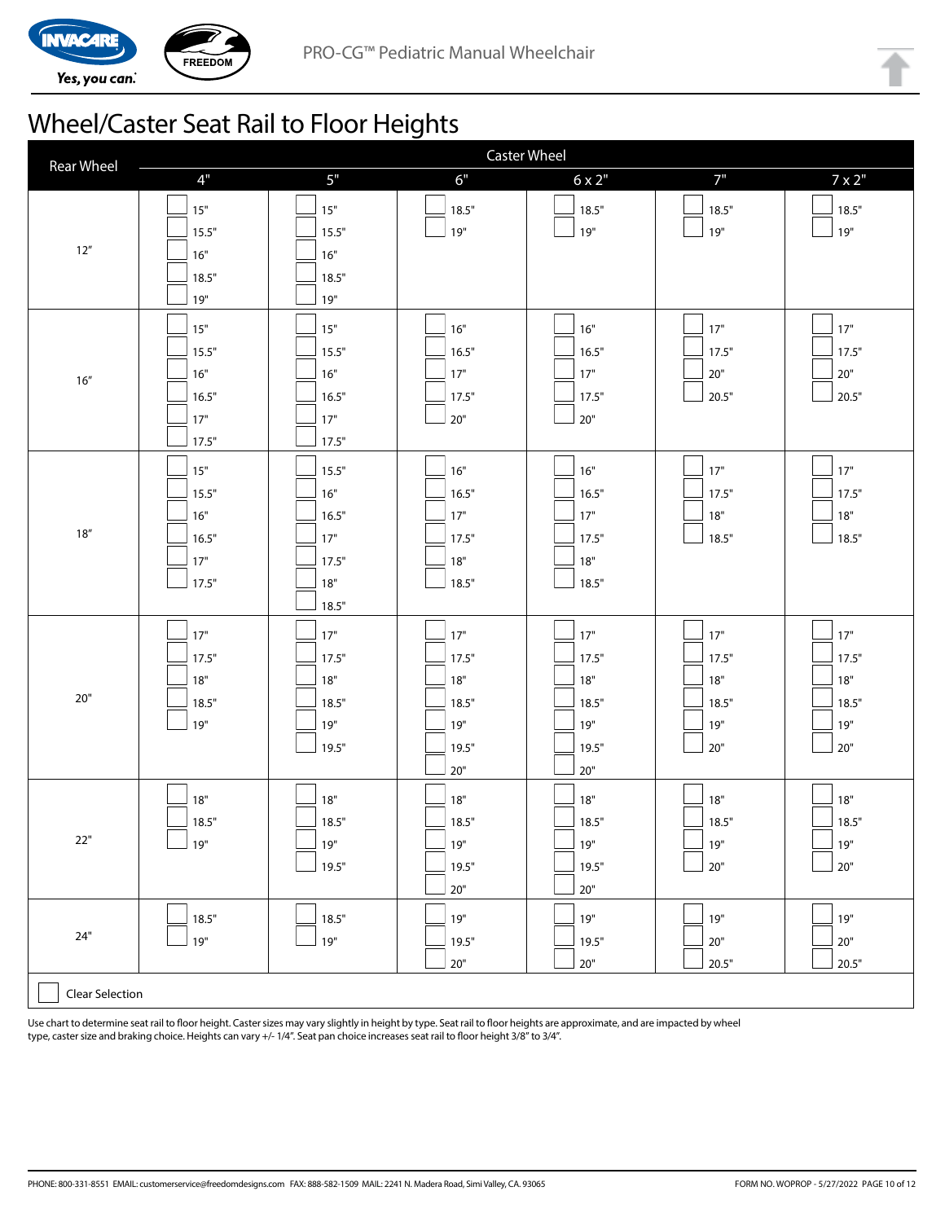PRO-CG™ Pediatric Manual Wheelchair

# Wheel/Caster Seat Rail to Floor Heights

| Rear Wheel | Caster Wheel | | | | | |
|---|---|---|---|---|---|---|
| | 4" | 5" | 6" | 6 x 2" | 7" | 7 x 2" |
| 12" | ☐ 15"<br>☐ 15.5"<br>☐ 16"<br>☐ 18.5"<br>☐ 19" | ☐ 15"<br>☐ 15.5"<br>☐ 16"<br>☐ 18.5"<br>☐ 19" | ☐ 18.5"<br>☐ 19" | ☐ 18.5"<br>☐ 19" | ☐ 18.5"<br>☐ 19" | ☐ 18.5"<br>☐ 19" |
| 16" | ☐ 15"<br>☐ 15.5"<br>☐ 16"<br>☐ 16.5"<br>☐ 17"<br>☐ 17.5" | ☐ 15"<br>☐ 15.5"<br>☐ 16"<br>☐ 16.5"<br>☐ 17"<br>☐ 17.5" | ☐ 16"<br>☐ 16.5"<br>☐ 17"<br>☐ 17.5"<br>☐ 20" | ☐ 16"<br>☐ 16.5"<br>☐ 17"<br>☐ 17.5"<br>☐ 20" | ☐ 17"<br>☐ 17.5"<br>☐ 20"<br>☐ 20.5" | ☐ 17"<br>☐ 17.5"<br>☐ 20"<br>☐ 20.5" |
| 18" | ☐ 15"<br>☐ 15.5"<br>☐ 16"<br>☐ 16.5"<br>☐ 17"<br>☐ 17.5" | ☐ 15.5"<br>☐ 16"<br>☐ 16.5"<br>☐ 17"<br>☐ 17.5"<br>☐ 18"<br>☐ 18.5" | ☐ 16"<br>☐ 16.5"<br>☐ 17"<br>☐ 17.5"<br>☐ 18"<br>☐ 18.5" | ☐ 16"<br>☐ 16.5"<br>☐ 17"<br>☐ 17.5"<br>☐ 18"<br>☐ 18.5" | ☐ 17"<br>☐ 17.5"<br>☐ 18"<br>☐ 18.5" | ☐ 17"<br>☐ 17.5"<br>☐ 18"<br>☐ 18.5" |
| 20" | ☐ 17"<br>☐ 17.5"<br>☐ 18"<br>☐ 18.5"<br>☐ 19" | ☐ 17"<br>☐ 17.5"<br>☐ 18"<br>☐ 18.5"<br>☐ 19"<br>☐ 19.5" | ☐ 17"<br>☐ 17.5"<br>☐ 18"<br>☐ 18.5"<br>☐ 19"<br>☐ 19.5"<br>☐ 20" | ☐ 17"<br>☐ 17.5"<br>☐ 18"<br>☐ 18.5"<br>☐ 19"<br>☐ 19.5"<br>☐ 20" | ☐ 17"<br>☐ 17.5"<br>☐ 18"<br>☐ 18.5"<br>☐ 19"<br>☐ 20" | ☐ 17"<br>☐ 17.5"<br>☐ 18"<br>☐ 18.5"<br>☐ 19"<br>☐ 20" |
| 22" | ☐ 18"<br>☐ 18.5"<br>☐ 19" | ☐ 18"<br>☐ 18.5"<br>☐ 19"<br>☐ 19.5" | ☐ 18"<br>☐ 18.5"<br>☐ 19"<br>☐ 19.5"<br>☐ 20" | ☐ 18"<br>☐ 18.5"<br>☐ 19"<br>☐ 19.5"<br>☐ 20" | ☐ 18"<br>☐ 18.5"<br>☐ 19"<br>☐ 20" | ☐ 18"<br>☐ 18.5"<br>☐ 19"<br>☐ 20" |
| 24" | ☐ 18.5"<br>☐ 19" | ☐ 18.5"<br>☐ 19" | ☐ 19"<br>☐ 19.5"<br>☐ 20" | ☐ 19"<br>☐ 19.5"<br>☐ 20" | ☐ 19"<br>☐ 20"<br>☐ 20.5" | ☐ 19"<br>☐ 20"<br>☐ 20.5" |

☐ Clear Selection

Use chart to determine seat rail to floor height. Caster sizes may vary slightly in height by type. Seat rail to floor heights are approximate, and are impacted by wheel type, caster size and braking choice. Heights can vary +/- 1/4". Seat pan choice increases seat rail to floor height 3/8" to 3/4".

PHONE: 800-331-8551 EMAIL: customerservice@freedomdesigns.com FAX: 888-582-1509 MAIL: 2241 N. Madera Road, Simi Valley, CA. 93065

FORM NO. WOPROP - 5/27/2022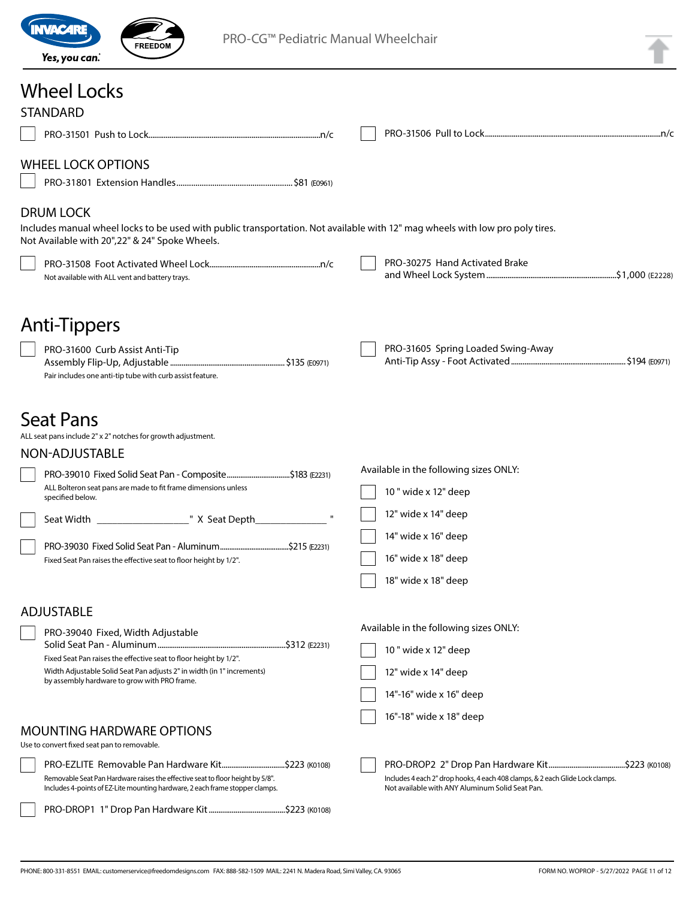# Wheel Locks

## STANDARD

- ☐ PRO-31501 Push to Lock........................................................n/c
- ☐ PRO-31506 Pull to Lock........................................................n/c

## WHEEL LOCK OPTIONS

- ☐ PRO-31801 Extension Handles........................................................$81 (E0961)

## DRUM LOCK

Includes manual wheel locks to be used with public transportation. Not available with 12" mag wheels with low pro poly tires. Not Available with 20",22" & 24" Spoke Wheels.

- ☐ PRO-31508 Foot Activated Wheel Lock........................................................n/c
  Not available with ALL vent and battery trays.
- ☐ PRO-30275 Hand Activated Brake and Wheel Lock System........................................................$1,000 (E2228)

# Anti-Tippers

- ☐ PRO-31600 Curb Assist Anti-Tip Assembly Flip-Up, Adjustable........................................................$135 (E0971)
  Pair includes one anti-tip tube with curb assist feature.
- ☐ PRO-31605 Spring Loaded Swing-Away Anti-Tip Assy - Foot Activated........................................................$194 (E0971)

# Seat Pans

ALL seat pans include 2" x 2" notches for growth adjustment.

## NON-ADJUSTABLE

- ☐ PRO-39010 Fixed Solid Seat Pan - Composite........................................................$183 (E2231)
  ALL Bolteron seat pans are made to fit frame dimensions unless specified below.
- ☐ Seat Width ________________" X Seat Depth______________ "
- ☐ PRO-39030 Fixed Solid Seat Pan - Aluminum........................................................$215 (E2231)
  Fixed Seat Pan raises the effective seat to floor height by 1/2".

Available in the following sizes ONLY:

- ☐ 10 " wide x 12" deep
- ☐ 12" wide x 14" deep
- ☐ 14" wide x 16" deep
- ☐ 16" wide x 18" deep
- ☐ 18" wide x 18" deep

## ADJUSTABLE

- ☐ PRO-39040 Fixed, Width Adjustable Solid Seat Pan - Aluminum........................................................$312 (E2231)
  Fixed Seat Pan raises the effective seat to floor height by 1/2".
  Width Adjustable Solid Seat Pan adjusts 2" in width (in 1" increments) by assembly hardware to grow with PRO frame.

Available in the following sizes ONLY:

- ☐ 10 " wide x 12" deep
- ☐ 12" wide x 14" deep
- ☐ 14"-16" wide x 16" deep
- ☐ 16"-18" wide x 18" deep

## MOUNTING HARDWARE OPTIONS

Use to convert fixed seat pan to removable.

- ☐ PRO-EZLITE Removable Pan Hardware Kit........................................................$223 (K0108)
  Removable Seat Pan Hardware raises the effective seat to floor height by 5/8". Includes 4-points of EZ-Lite mounting hardware, 2 each frame stopper clamps.
- ☐ PRO-DROP1 1" Drop Pan Hardware Kit........................................................$223 (K0108)
- ☐ PRO-DROP2 2" Drop Pan Hardware Kit........................................................$223 (K0108)
  Includes 4 each 2" drop hooks, 4 each 408 clamps, & 2 each Glide Lock clamps. Not available with ANY Aluminum Solid Seat Pan.

PHONE: 800-331-8551 EMAIL: customerservice@freedomdesigns.com FAX: 888-582-1509 MAIL: 2241 N. Madera Road, Simi Valley, CA. 93065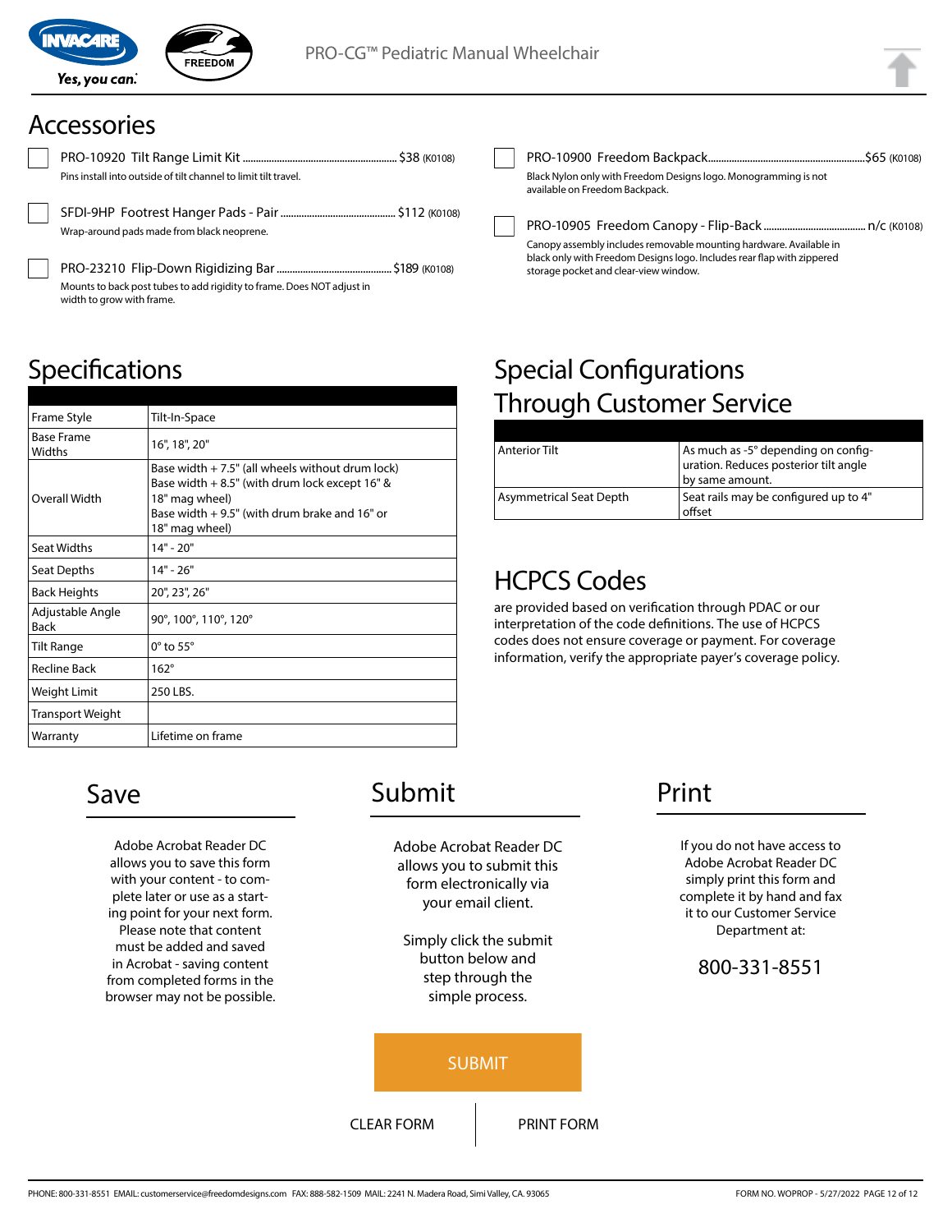# Accessories

- [ ] PRO-10920 Tilt Range Limit Kit ........ $38 (K0108)
  Pins install into outside of tilt channel to limit tilt travel.

- [ ] SFDI-9HP Footrest Hanger Pads - Pair ........ $112 (K0108)
  Wrap-around pads made from black neoprene.

- [ ] PRO-23210 Flip-Down Rigidizing Bar ........ $189 (K0108)
  Mounts to back post tubes to add rigidity to frame. Does NOT adjust in width to grow with frame.

- [ ] PRO-10900 Freedom Backpack........ $65 (K0108)
  Black Nylon only with Freedom Designs logo. Monogramming is not available on Freedom Backpack.

- [ ] PRO-10905 Freedom Canopy - Flip-Back ........ n/c (K0108)
  Canopy assembly includes removable mounting hardware. Available in black only with Freedom Designs logo. Includes rear flap with zippered storage pocket and clear-view window.

# Specifications

| | |
|---|---|
| Frame Style | Tilt-In-Space |
| Base Frame Widths | 16", 18", 20" |
| Overall Width | Base width + 7.5" (all wheels without drum lock)<br>Base width + 8.5" (with drum lock except 16" & 18" mag wheel)<br>Base width + 9.5" (with drum brake and 16" or 18" mag wheel) |
| Seat Widths | 14" - 20" |
| Seat Depths | 14" - 26" |
| Back Heights | 20", 23", 26" |
| Adjustable Angle Back | 90°, 100°, 110°, 120° |
| Tilt Range | 0° to 55° |
| Recline Back | 162° |
| Weight Limit | 250 LBS. |
| Transport Weight | |
| Warranty | Lifetime on frame |

# Special Configurations Through Customer Service

| | |
|---|---|
| Anterior Tilt | As much as -5° depending on configuration. Reduces posterior tilt angle by same amount. |
| Asymmetrical Seat Depth | Seat rails may be configured up to 4" offset |

# HCPCS Codes

are provided based on verification through PDAC or our interpretation of the code definitions. The use of HCPCS codes does not ensure coverage or payment. For coverage information, verify the appropriate payer's coverage policy.

## Save

Adobe Acrobat Reader DC allows you to save this form with your content - to complete later or use as a starting point for your next form. Please note that content must be added and saved in Acrobat - saving content from completed forms in the browser may not be possible.

## Submit

Adobe Acrobat Reader DC allows you to submit this form electronically via your email client.

Simply click the submit button below and step through the simple process.

SUBMIT

CLEAR FORM | PRINT FORM

## Print

If you do not have access to Adobe Acrobat Reader DC simply print this form and complete it by hand and fax it to our Customer Service Department at:

800-331-8551